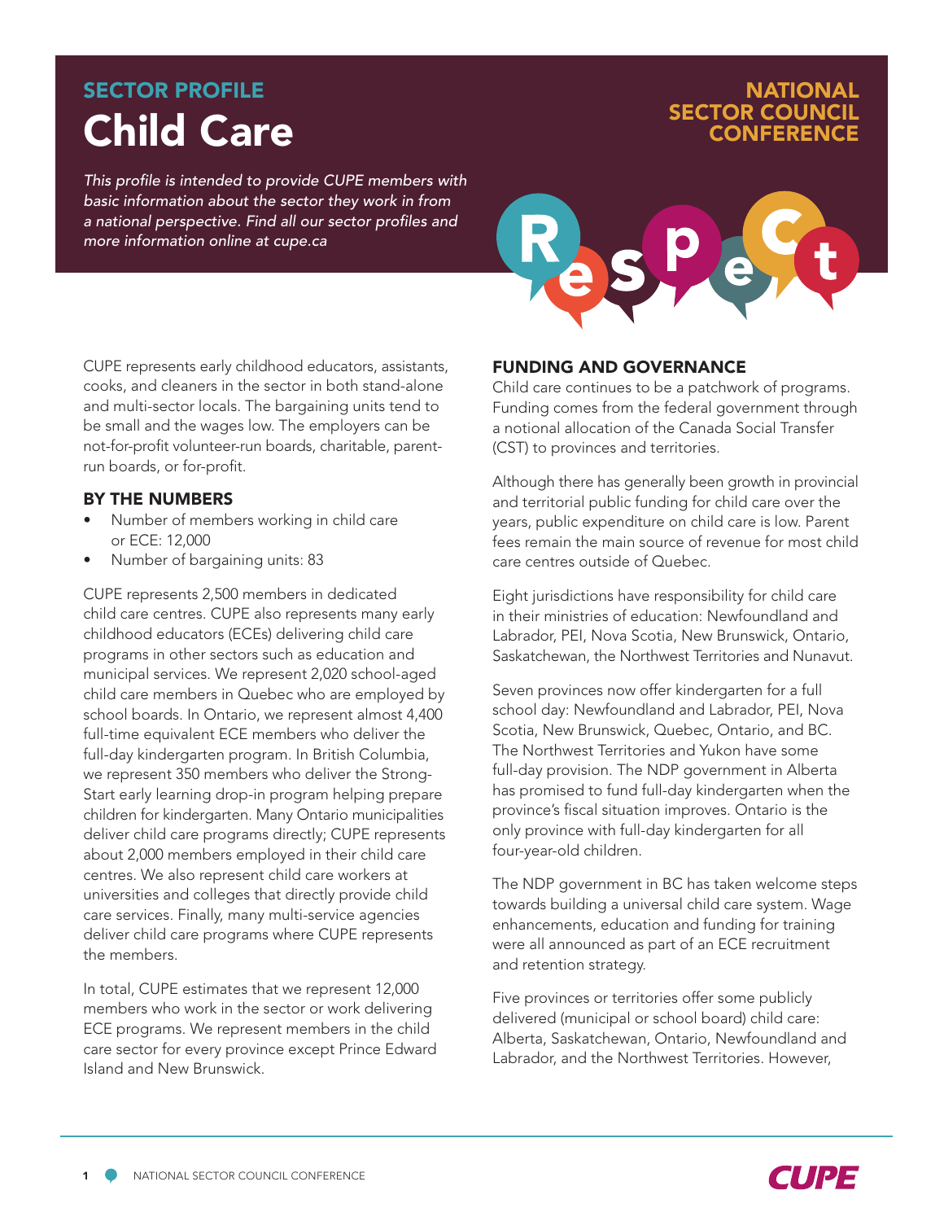SECTOR PROFILE

# Child Care

NATIONAL SECTOR COUNCIL CONFERENCE

*This profile is intended to provide CUPE members with basic information about the sector they work in from a national perspective. Find all our sector profiles and more information online at cupe.ca*

CUPE represents early childhood educators, assistants, cooks, and cleaners in the sector in both stand-alone and multi-sector locals. The bargaining units tend to be small and the wages low. The employers can be not-for-profit volunteer-run boards, charitable, parent-run boards, or for-profit.

## BY THE NUMBERS

- Number of members working in child care or ECE: 12,000
- Number of bargaining units: 83

CUPE represents 2,500 members in dedicated child care centres. CUPE also represents many early childhood educators (ECEs) delivering child care programs in other sectors such as education and municipal services. We represent 2,020 school-aged child care members in Quebec who are employed by school boards. In Ontario, we represent almost 4,400 full-time equivalent ECE members who deliver the full-day kindergarten program. In British Columbia, we represent 350 members who deliver the Strong-Start early learning drop-in program helping prepare children for kindergarten. Many Ontario municipalities deliver child care programs directly; CUPE represents about 2,000 members employed in their child care centres. We also represent child care workers at universities and colleges that directly provide child care services. Finally, many multi-service agencies deliver child care programs where CUPE represents the members.

In total, CUPE estimates that we represent 12,000 members who work in the sector or work delivering ECE programs. We represent members in the child care sector for every province except Prince Edward Island and New Brunswick.

## FUNDING AND GOVERNANCE

Child care continues to be a patchwork of programs. Funding comes from the federal government through a notional allocation of the Canada Social Transfer (CST) to provinces and territories.

Although there has generally been growth in provincial and territorial public funding for child care over the years, public expenditure on child care is low. Parent fees remain the main source of revenue for most child care centres outside of Quebec.

Eight jurisdictions have responsibility for child care in their ministries of education: Newfoundland and Labrador, PEI, Nova Scotia, New Brunswick, Ontario, Saskatchewan, the Northwest Territories and Nunavut.

Seven provinces now offer kindergarten for a full school day: Newfoundland and Labrador, PEI, Nova Scotia, New Brunswick, Quebec, Ontario, and BC. The Northwest Territories and Yukon have some full-day provision. The NDP government in Alberta has promised to fund full-day kindergarten when the province's fiscal situation improves. Ontario is the only province with full-day kindergarten for all four-year-old children.

The NDP government in BC has taken welcome steps towards building a universal child care system. Wage enhancements, education and funding for training were all announced as part of an ECE recruitment and retention strategy.

Five provinces or territories offer some publicly delivered (municipal or school board) child care: Alberta, Saskatchewan, Ontario, Newfoundland and Labrador, and the Northwest Territories. However,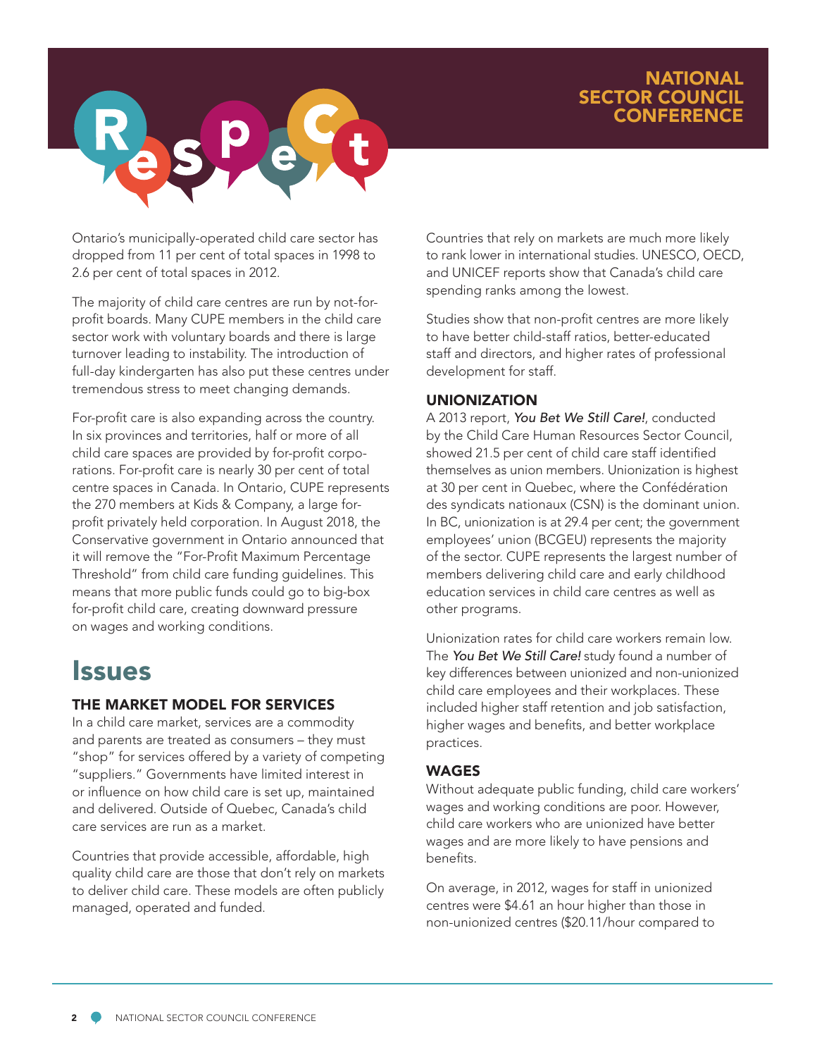Ontario's municipally-operated child care sector has dropped from 11 per cent of total spaces in 1998 to 2.6 per cent of total spaces in 2012.

The majority of child care centres are run by not-for-profit boards. Many CUPE members in the child care sector work with voluntary boards and there is large turnover leading to instability. The introduction of full-day kindergarten has also put these centres under tremendous stress to meet changing demands.

For-profit care is also expanding across the country. In six provinces and territories, half or more of all child care spaces are provided by for-profit corporations. For-profit care is nearly 30 per cent of total centre spaces in Canada. In Ontario, CUPE represents the 270 members at Kids & Company, a large for-profit privately held corporation. In August 2018, the Conservative government in Ontario announced that it will remove the "For-Profit Maximum Percentage Threshold" from child care funding guidelines. This means that more public funds could go to big-box for-profit child care, creating downward pressure on wages and working conditions.

# Issues

### THE MARKET MODEL FOR SERVICES

In a child care market, services are a commodity and parents are treated as consumers – they must "shop" for services offered by a variety of competing "suppliers." Governments have limited interest in or influence on how child care is set up, maintained and delivered. Outside of Quebec, Canada's child care services are run as a market.

Countries that provide accessible, affordable, high quality child care are those that don't rely on markets to deliver child care. These models are often publicly managed, operated and funded.

Countries that rely on markets are much more likely to rank lower in international studies. UNESCO, OECD, and UNICEF reports show that Canada's child care spending ranks among the lowest.

Studies show that non-profit centres are more likely to have better child-staff ratios, better-educated staff and directors, and higher rates of professional development for staff.

### UNIONIZATION

A 2013 report, *You Bet We Still Care!*, conducted by the Child Care Human Resources Sector Council, showed 21.5 per cent of child care staff identified themselves as union members. Unionization is highest at 30 per cent in Quebec, where the Confédération des syndicats nationaux (CSN) is the dominant union. In BC, unionization is at 29.4 per cent; the government employees' union (BCGEU) represents the majority of the sector. CUPE represents the largest number of members delivering child care and early childhood education services in child care centres as well as other programs.

Unionization rates for child care workers remain low. The *You Bet We Still Care!* study found a number of key differences between unionized and non-unionized child care employees and their workplaces. These included higher staff retention and job satisfaction, higher wages and benefits, and better workplace practices.

### WAGES

Without adequate public funding, child care workers' wages and working conditions are poor. However, child care workers who are unionized have better wages and are more likely to have pensions and benefits.

On average, in 2012, wages for staff in unionized centres were $4.61 an hour higher than those in non-unionized centres ($20.11/hour compared to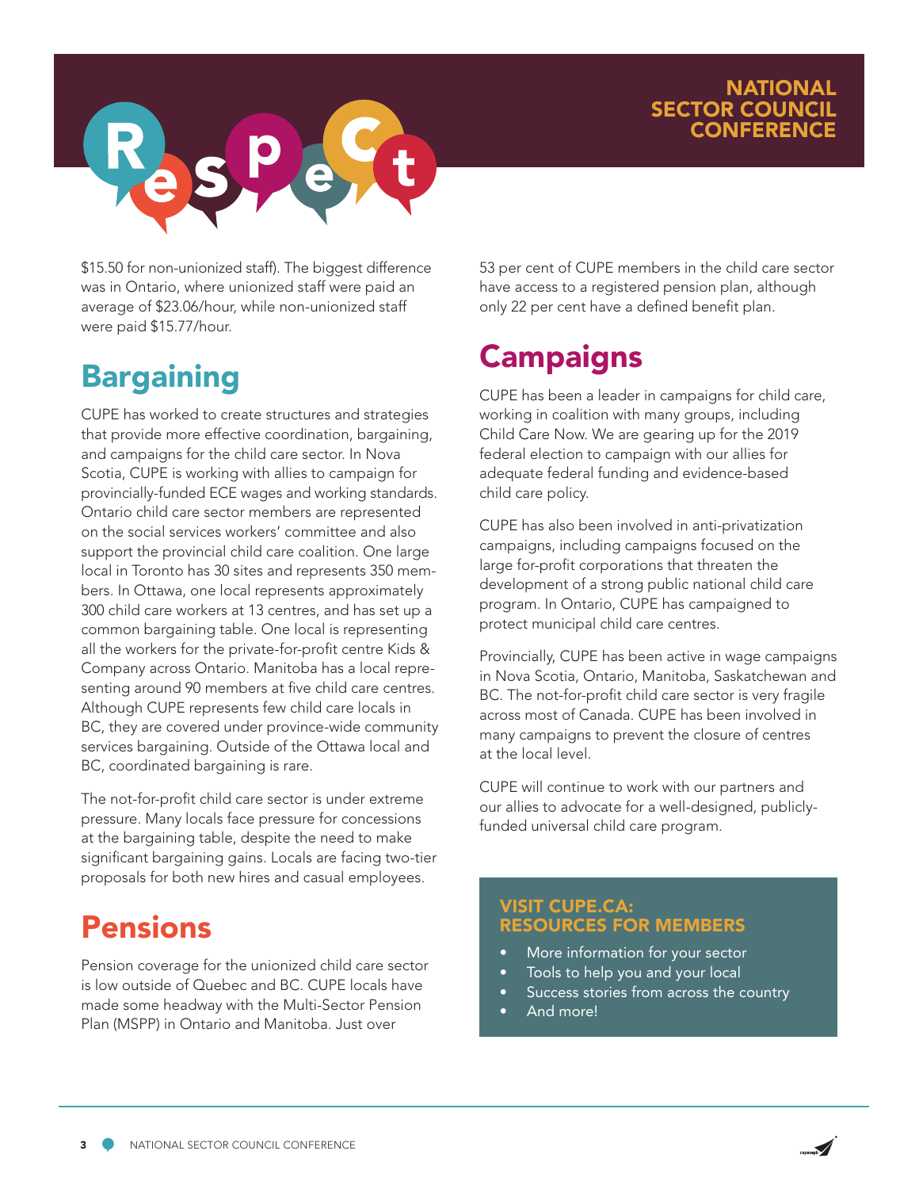$15.50 for non-unionized staff). The biggest difference was in Ontario, where unionized staff were paid an average of $23.06/hour, while non-unionized staff were paid $15.77/hour.

## Bargaining

CUPE has worked to create structures and strategies that provide more effective coordination, bargaining, and campaigns for the child care sector. In Nova Scotia, CUPE is working with allies to campaign for provincially-funded ECE wages and working standards. Ontario child care sector members are represented on the social services workers' committee and also support the provincial child care coalition. One large local in Toronto has 30 sites and represents 350 members. In Ottawa, one local represents approximately 300 child care workers at 13 centres, and has set up a common bargaining table. One local is representing all the workers for the private-for-profit centre Kids & Company across Ontario. Manitoba has a local representing around 90 members at five child care centres. Although CUPE represents few child care locals in BC, they are covered under province-wide community services bargaining. Outside of the Ottawa local and BC, coordinated bargaining is rare.

The not-for-profit child care sector is under extreme pressure. Many locals face pressure for concessions at the bargaining table, despite the need to make significant bargaining gains. Locals are facing two-tier proposals for both new hires and casual employees.

## Pensions

Pension coverage for the unionized child care sector is low outside of Quebec and BC. CUPE locals have made some headway with the Multi-Sector Pension Plan (MSPP) in Ontario and Manitoba. Just over 53 per cent of CUPE members in the child care sector have access to a registered pension plan, although only 22 per cent have a defined benefit plan.

## Campaigns

CUPE has been a leader in campaigns for child care, working in coalition with many groups, including Child Care Now. We are gearing up for the 2019 federal election to campaign with our allies for adequate federal funding and evidence-based child care policy.

CUPE has also been involved in anti-privatization campaigns, including campaigns focused on the large for-profit corporations that threaten the development of a strong public national child care program. In Ontario, CUPE has campaigned to protect municipal child care centres.

Provincially, CUPE has been active in wage campaigns in Nova Scotia, Ontario, Manitoba, Saskatchewan and BC. The not-for-profit child care sector is very fragile across most of Canada. CUPE has been involved in many campaigns to prevent the closure of centres at the local level.

CUPE will continue to work with our partners and our allies to advocate for a well-designed, publicly-funded universal child care program.

**VISIT CUPE.CA:
RESOURCES FOR MEMBERS**

- More information for your sector
- Tools to help you and your local
- Success stories from across the country
- And more!